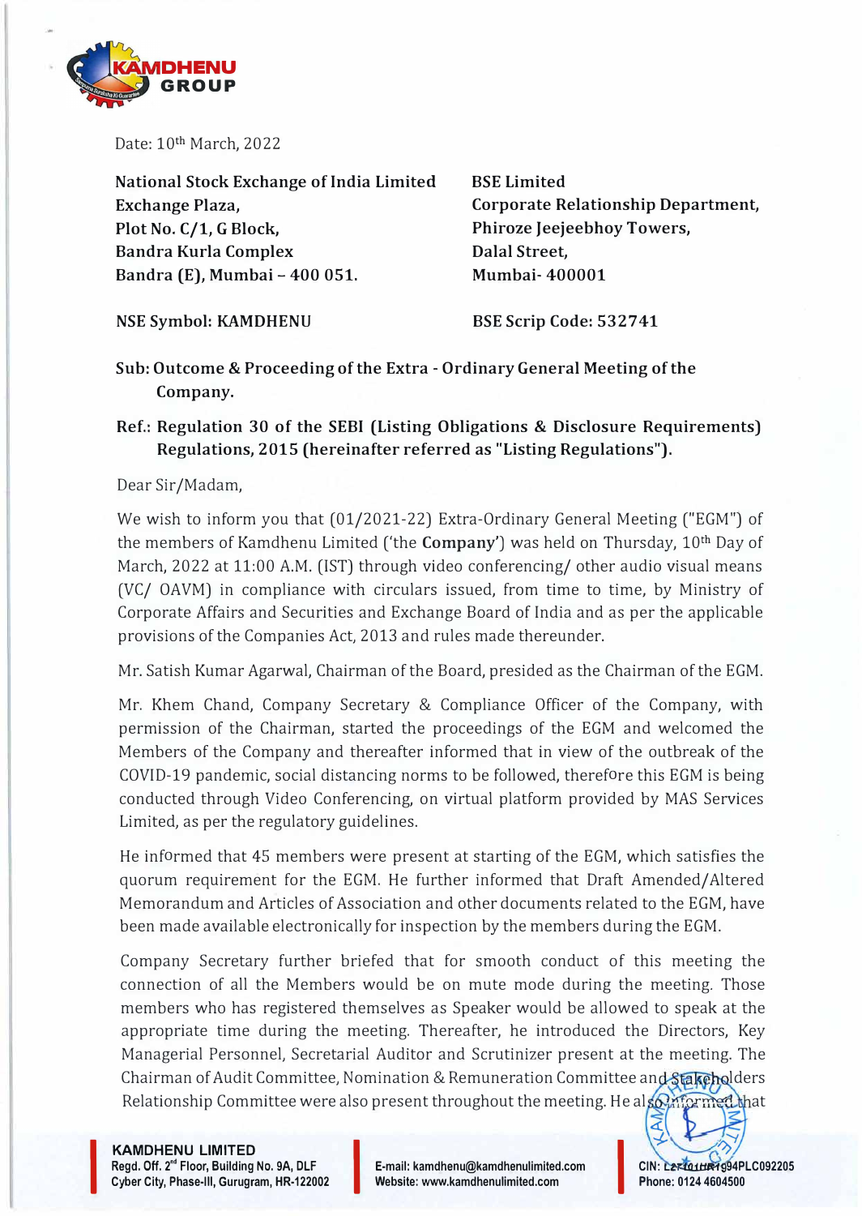Date: 10th March, 2022

**National Stock Exchange of India Limited**
**Exchange Plaza,**
**Plot No. C/1, G Block,**
**Bandra Kurla Complex**
**Bandra (E), Mumbai – 400 051.**

**NSE Symbol: KAMDHENU**

**BSE Limited**
**Corporate Relationship Department,**
**Phiroze Jeejeebhoy Towers,**
**Dalal Street,**
**Mumbai- 400001**

**BSE Scrip Code: 532741**

**Sub: Outcome & Proceeding of the Extra - Ordinary General Meeting of the Company.**

**Ref.: Regulation 30 of the SEBI (Listing Obligations & Disclosure Requirements) Regulations, 2015 (hereinafter referred as "Listing Regulations").**

Dear Sir/Madam,

We wish to inform you that (01/2021-22) Extra-Ordinary General Meeting ("EGM") of the members of Kamdhenu Limited ('the **Company**') was held on Thursday, 10th Day of March, 2022 at 11:00 A.M. (IST) through video conferencing/ other audio visual means (VC/ OAVM) in compliance with circulars issued, from time to time, by Ministry of Corporate Affairs and Securities and Exchange Board of India and as per the applicable provisions of the Companies Act, 2013 and rules made thereunder.

Mr. Satish Kumar Agarwal, Chairman of the Board, presided as the Chairman of the EGM.

Mr. Khem Chand, Company Secretary & Compliance Officer of the Company, with permission of the Chairman, started the proceedings of the EGM and welcomed the Members of the Company and thereafter informed that in view of the outbreak of the COVID-19 pandemic, social distancing norms to be followed, therefore this EGM is being conducted through Video Conferencing, on virtual platform provided by MAS Services Limited, as per the regulatory guidelines.

He informed that 45 members were present at starting of the EGM, which satisfies the quorum requirement for the EGM. He further informed that Draft Amended/Altered Memorandum and Articles of Association and other documents related to the EGM, have been made available electronically for inspection by the members during the EGM.

Company Secretary further briefed that for smooth conduct of this meeting the connection of all the Members would be on mute mode during the meeting. Those members who has registered themselves as Speaker would be allowed to speak at the appropriate time during the meeting. Thereafter, he introduced the Directors, Key Managerial Personnel, Secretarial Auditor and Scrutinizer present at the meeting. The Chairman of Audit Committee, Nomination & Remuneration Committee and Stakeholders Relationship Committee were also present throughout the meeting. He also informed that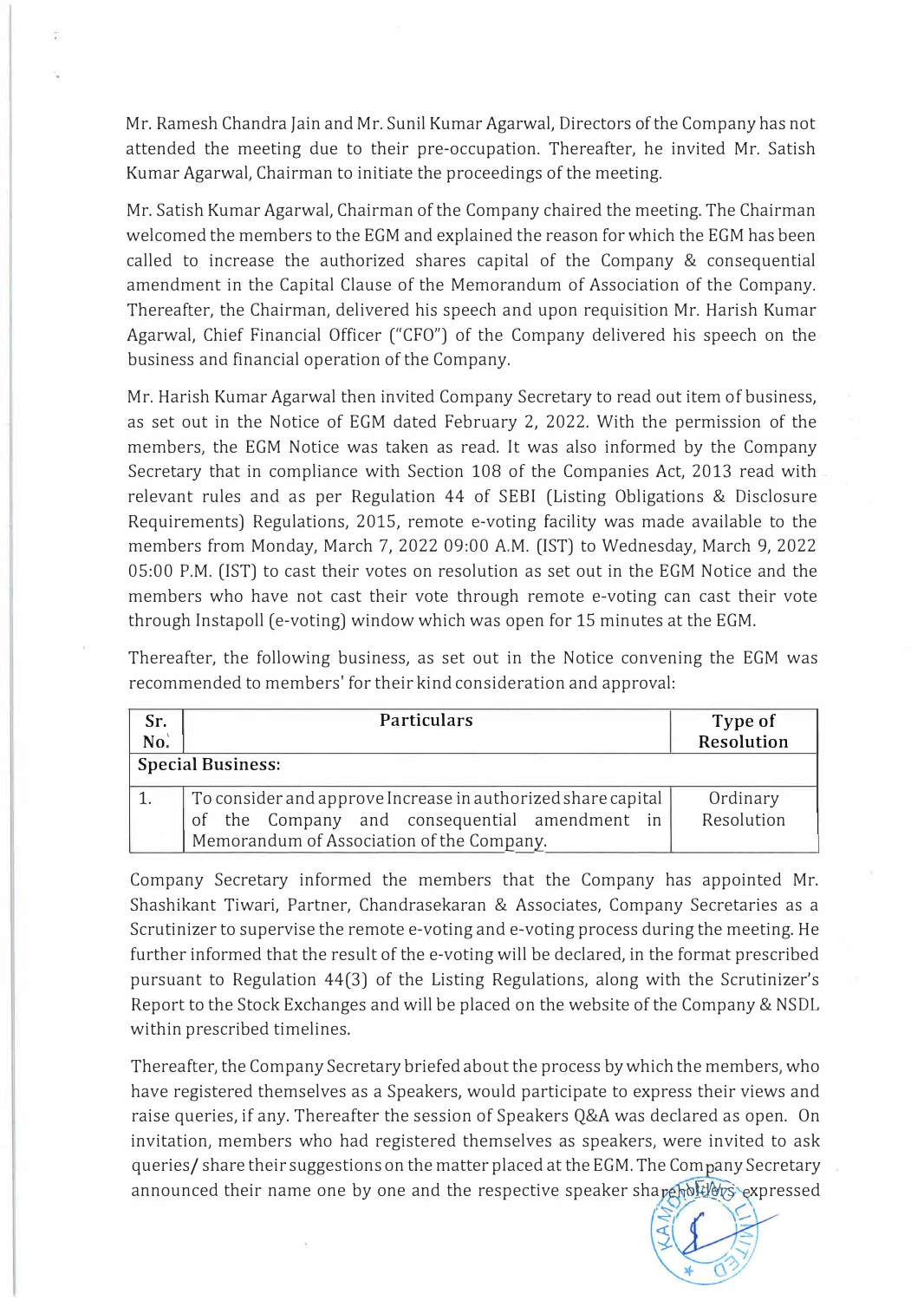Mr. Ramesh Chandra Jain and Mr. Sunil Kumar Agarwal, Directors of the Company has not attended the meeting due to their pre-occupation. Thereafter, he invited Mr. Satish Kumar Agarwal, Chairman to initiate the proceedings of the meeting.

Mr. Satish Kumar Agarwal, Chairman of the Company chaired the meeting. The Chairman welcomed the members to the EGM and explained the reason for which the EGM has been called to increase the authorized shares capital of the Company & consequential amendment in the Capital Clause of the Memorandum of Association of the Company. Thereafter, the Chairman, delivered his speech and upon requisition Mr. Harish Kumar Agarwal, Chief Financial Officer ("CFO") of the Company delivered his speech on the business and financial operation of the Company.

Mr. Harish Kumar Agarwal then invited Company Secretary to read out item of business, as set out in the Notice of EGM dated February 2, 2022. With the permission of the members, the EGM Notice was taken as read. It was also informed by the Company Secretary that in compliance with Section 108 of the Companies Act, 2013 read with relevant rules and as per Regulation 44 of SEBI (Listing Obligations & Disclosure Requirements) Regulations, 2015, remote e-voting facility was made available to the members from Monday, March 7, 2022 09:00 A.M. (IST) to Wednesday, March 9, 2022 05:00 P.M. (IST) to cast their votes on resolution as set out in the EGM Notice and the members who have not cast their vote through remote e-voting can cast their vote through Instapoll (e-voting) window which was open for 15 minutes at the EGM.

Thereafter, the following business, as set out in the Notice convening the EGM was recommended to members' for their kind consideration and approval:

| Sr. No. | Particulars | Type of Resolution |
|---|---|---|
| **Special Business:** | | |
| 1. | To consider and approve Increase in authorized share capital of the Company and consequential amendment in Memorandum of Association of the Company. | Ordinary Resolution |

Company Secretary informed the members that the Company has appointed Mr. Shashikant Tiwari, Partner, Chandrasekaran & Associates, Company Secretaries as a Scrutinizer to supervise the remote e-voting and e-voting process during the meeting. He further informed that the result of the e-voting will be declared, in the format prescribed pursuant to Regulation 44(3) of the Listing Regulations, along with the Scrutinizer's Report to the Stock Exchanges and will be placed on the website of the Company & NSDL within prescribed timelines.

Thereafter, the Company Secretary briefed about the process by which the members, who have registered themselves as a Speakers, would participate to express their views and raise queries, if any. Thereafter the session of Speakers Q&A was declared as open. On invitation, members who had registered themselves as speakers, were invited to ask queries/ share their suggestions on the matter placed at the EGM. The Company Secretary announced their name one by one and the respective speaker shareholders expressed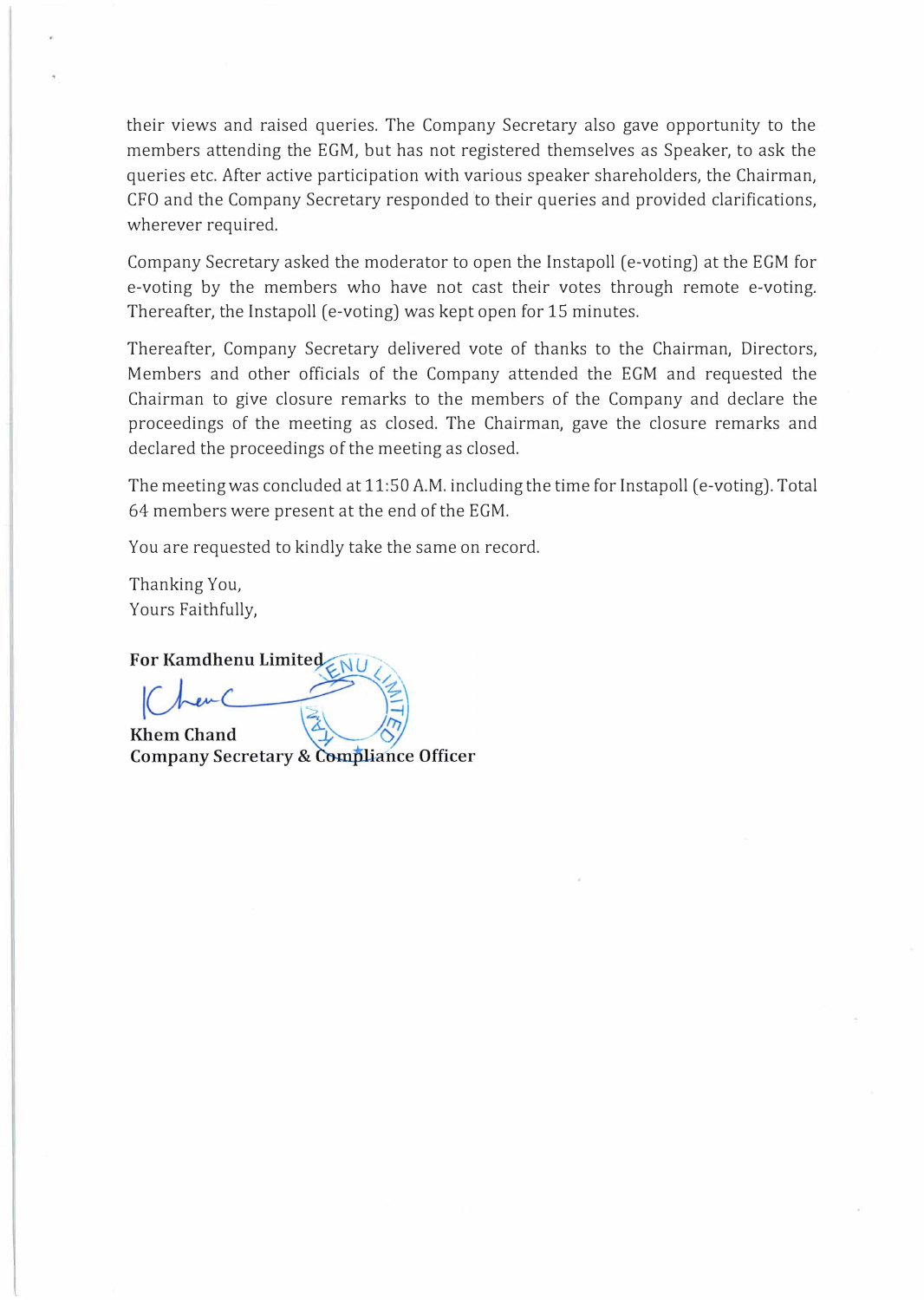their views and raised queries. The Company Secretary also gave opportunity to the members attending the EGM, but has not registered themselves as Speaker, to ask the queries etc. After active participation with various speaker shareholders, the Chairman, CFO and the Company Secretary responded to their queries and provided clarifications, wherever required.

Company Secretary asked the moderator to open the Instapoll (e-voting) at the EGM for e-voting by the members who have not cast their votes through remote e-voting. Thereafter, the Instapoll (e-voting) was kept open for 15 minutes.

Thereafter, Company Secretary delivered vote of thanks to the Chairman, Directors, Members and other officials of the Company attended the EGM and requested the Chairman to give closure remarks to the members of the Company and declare the proceedings of the meeting as closed. The Chairman, gave the closure remarks and declared the proceedings of the meeting as closed.

The meeting was concluded at 11:50 A.M. including the time for Instapoll (e-voting). Total 64 members were present at the end of the EGM.

You are requested to kindly take the same on record.

Thanking You,
Yours Faithfully,

**For Kamdhenu Limited**

**Khem Chand**
**Company Secretary & Compliance Officer**